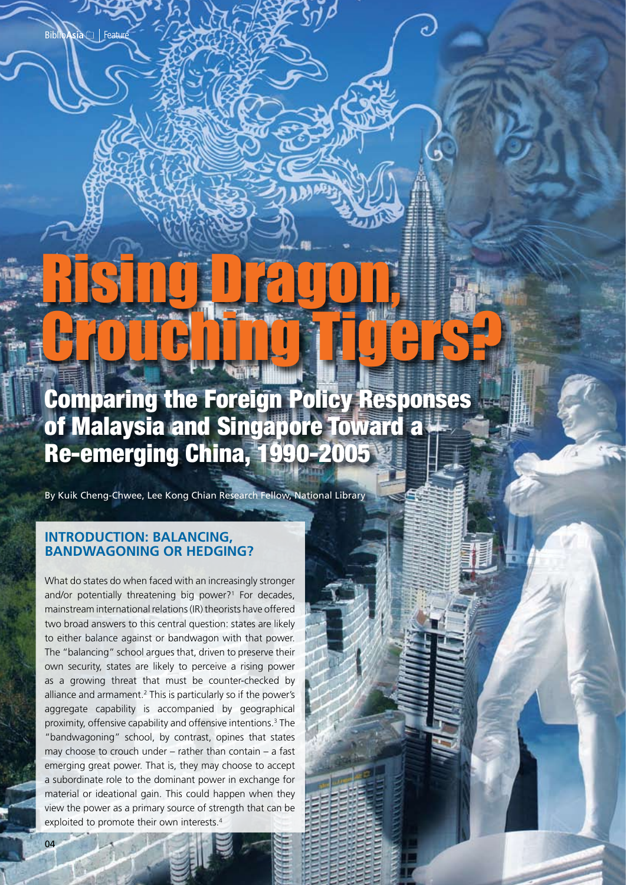# Rising Dragon, Crouching Tigers?

## Comparing the Foreign Policy Responses of Malaysia and Singapore Toward a Re-emerging China, 1990-2005

By Kuik Cheng-Chwee, Lee Kong Chian Research Fellow, National Library

### INTRODUCTION: BALANCING, BANDWAGONING OR HEDGING?

What do states do when faced with an increasingly stronger and/or potentially threatening big power?[1] For decades, mainstream international relations (IR) theorists have offered two broad answers to this central question: states are likely to either balance against or bandwagon with that power. The "balancing" school argues that, driven to preserve their own security, states are likely to perceive a rising power as a growing threat that must be counter-checked by alliance and armament.[2] This is particularly so if the power's aggregate capability is accompanied by geographical proximity, offensive capability and offensive intentions.[3] The "bandwagoning" school, by contrast, opines that states may choose to crouch under – rather than contain – a fast emerging great power. That is, they may choose to accept a subordinate role to the dominant power in exchange for material or ideational gain. This could happen when they view the power as a primary source of strength that can be exploited to promote their own interests.[4]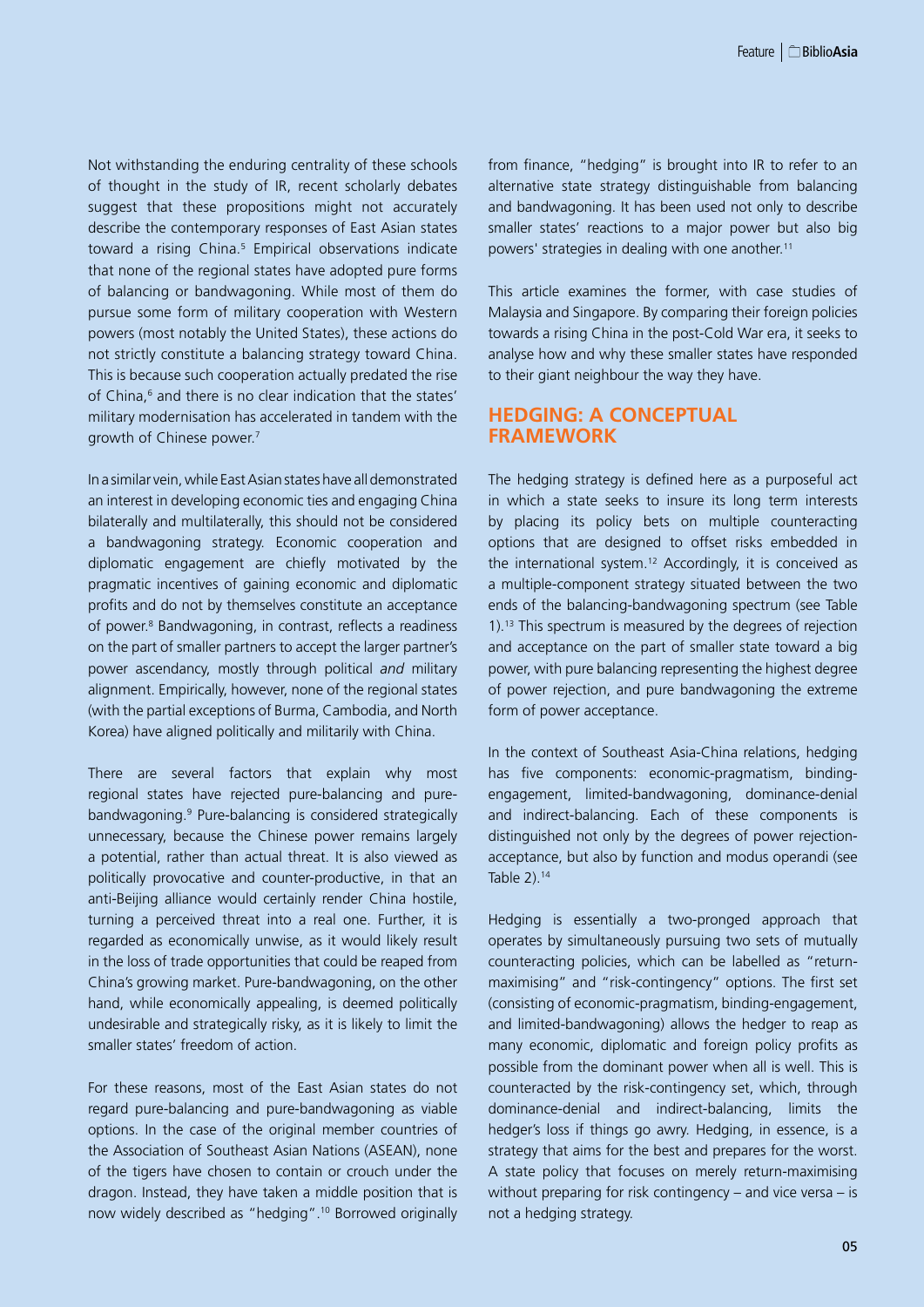Not withstanding the enduring centrality of these schools of thought in the study of IR, recent scholarly debates suggest that these propositions might not accurately describe the contemporary responses of East Asian states toward a rising China.[5] Empirical observations indicate that none of the regional states have adopted pure forms of balancing or bandwagoning. While most of them do pursue some form of military cooperation with Western powers (most notably the United States), these actions do not strictly constitute a balancing strategy toward China. This is because such cooperation actually predated the rise of China,[6] and there is no clear indication that the states' military modernisation has accelerated in tandem with the growth of Chinese power.[7]

In a similar vein, while East Asian states have all demonstrated an interest in developing economic ties and engaging China bilaterally and multilaterally, this should not be considered a bandwagoning strategy. Economic cooperation and diplomatic engagement are chiefly motivated by the pragmatic incentives of gaining economic and diplomatic profits and do not by themselves constitute an acceptance of power.[8] Bandwagoning, in contrast, reflects a readiness on the part of smaller partners to accept the larger partner's power ascendancy, mostly through political *and* military alignment. Empirically, however, none of the regional states (with the partial exceptions of Burma, Cambodia, and North Korea) have aligned politically and militarily with China.

There are several factors that explain why most regional states have rejected pure-balancing and pure-bandwagoning.[9] Pure-balancing is considered strategically unnecessary, because the Chinese power remains largely a potential, rather than actual threat. It is also viewed as politically provocative and counter-productive, in that an anti-Beijing alliance would certainly render China hostile, turning a perceived threat into a real one. Further, it is regarded as economically unwise, as it would likely result in the loss of trade opportunities that could be reaped from China's growing market. Pure-bandwagoning, on the other hand, while economically appealing, is deemed politically undesirable and strategically risky, as it is likely to limit the smaller states' freedom of action.

For these reasons, most of the East Asian states do not regard pure-balancing and pure-bandwagoning as viable options. In the case of the original member countries of the Association of Southeast Asian Nations (ASEAN), none of the tigers have chosen to contain or crouch under the dragon. Instead, they have taken a middle position that is now widely described as "hedging".[10] Borrowed originally from finance, "hedging" is brought into IR to refer to an alternative state strategy distinguishable from balancing and bandwagoning. It has been used not only to describe smaller states' reactions to a major power but also big powers' strategies in dealing with one another.[11]

This article examines the former, with case studies of Malaysia and Singapore. By comparing their foreign policies towards a rising China in the post-Cold War era, it seeks to analyse how and why these smaller states have responded to their giant neighbour the way they have.

## HEDGING: A CONCEPTUAL FRAMEWORK

The hedging strategy is defined here as a purposeful act in which a state seeks to insure its long term interests by placing its policy bets on multiple counteracting options that are designed to offset risks embedded in the international system.[12] Accordingly, it is conceived as a multiple-component strategy situated between the two ends of the balancing-bandwagoning spectrum (see Table 1).[13] This spectrum is measured by the degrees of rejection and acceptance on the part of smaller state toward a big power, with pure balancing representing the highest degree of power rejection, and pure bandwagoning the extreme form of power acceptance.

In the context of Southeast Asia-China relations, hedging has five components: economic-pragmatism, binding-engagement, limited-bandwagoning, dominance-denial and indirect-balancing. Each of these components is distinguished not only by the degrees of power rejection-acceptance, but also by function and modus operandi (see Table 2).[14]

Hedging is essentially a two-pronged approach that operates by simultaneously pursuing two sets of mutually counteracting policies, which can be labelled as "return-maximising" and "risk-contingency" options. The first set (consisting of economic-pragmatism, binding-engagement, and limited-bandwagoning) allows the hedger to reap as many economic, diplomatic and foreign policy profits as possible from the dominant power when all is well. This is counteracted by the risk-contingency set, which, through dominance-denial and indirect-balancing, limits the hedger's loss if things go awry. Hedging, in essence, is a strategy that aims for the best and prepares for the worst. A state policy that focuses on merely return-maximising without preparing for risk contingency – and vice versa – is not a hedging strategy.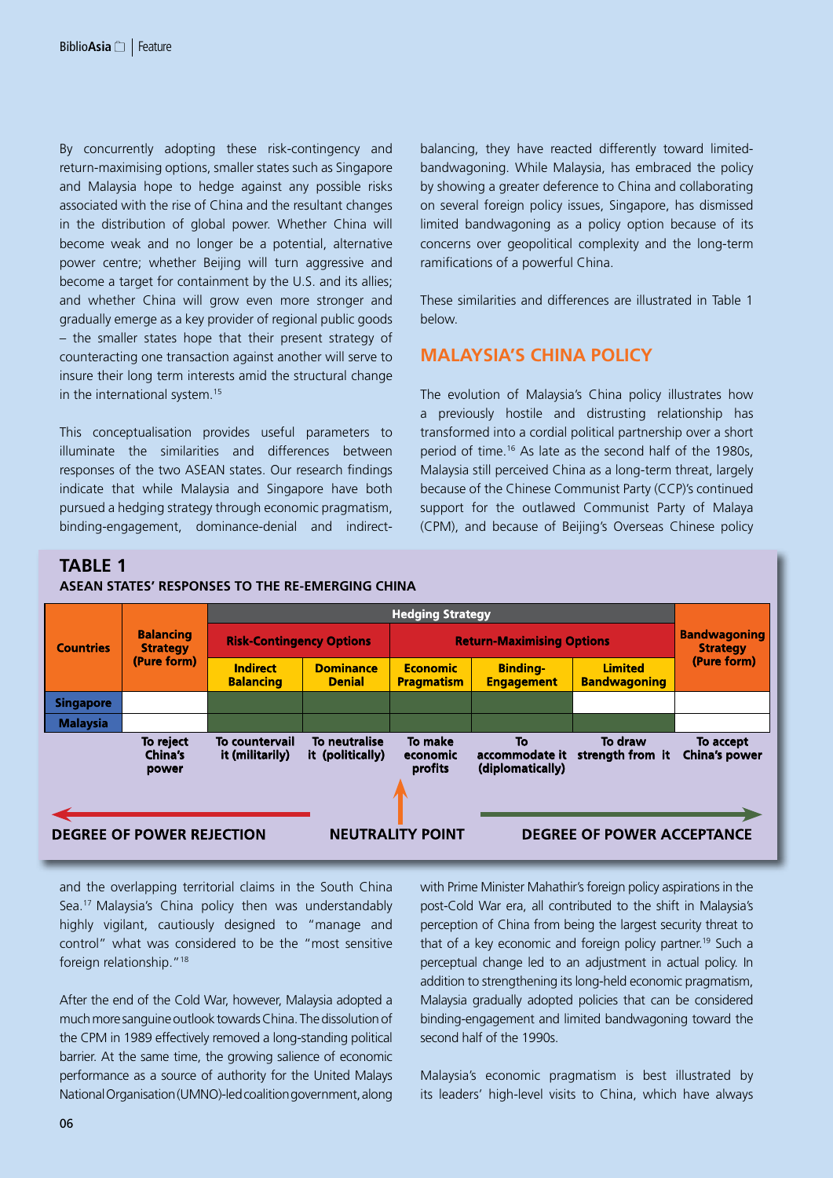By concurrently adopting these risk-contingency and return-maximising options, smaller states such as Singapore and Malaysia hope to hedge against any possible risks associated with the rise of China and the resultant changes in the distribution of global power. Whether China will become weak and no longer be a potential, alternative power centre; whether Beijing will turn aggressive and become a target for containment by the U.S. and its allies; and whether China will grow even more stronger and gradually emerge as a key provider of regional public goods – the smaller states hope that their present strategy of counteracting one transaction against another will serve to insure their long term interests amid the structural change in the international system.[15]

This conceptualisation provides useful parameters to illuminate the similarities and differences between responses of the two ASEAN states. Our research findings indicate that while Malaysia and Singapore have both pursued a hedging strategy through economic pragmatism, binding-engagement, dominance-denial and indirect-balancing, they have reacted differently toward limited-bandwagoning. While Malaysia, has embraced the policy by showing a greater deference to China and collaborating on several foreign policy issues, Singapore, has dismissed limited bandwagoning as a policy option because of its concerns over geopolitical complexity and the long-term ramifications of a powerful China.

These similarities and differences are illustrated in Table 1 below.

**TABLE 1**
**ASEAN STATES' RESPONSES TO THE RE-EMERGING CHINA**

| Countries | Balancing Strategy (Pure form) | Hedging Strategy | | | | | Bandwagoning Strategy (Pure form) |
|---|---|---|---|---|---|---|---|
| | | Risk-Contingency Options | | Return-Maximising Options | | | |
| | | Indirect Balancing | Dominance Denial | Economic Pragmatism | Binding-Engagement | Limited Bandwagoning | |
| Singapore | | ✓ | ✓ | ✓ | ✓ | | |
| Malaysia | | ✓ | ✓ | ✓ | ✓ | ✓ | |
| | To reject China's power | To countervail it (militarily) | To neutralise it (politically) | To make economic profits | To accommodate it (diplomatically) | To draw strength from it | To accept China's power |

← DEGREE OF POWER REJECTION | NEUTRALITY POINT | DEGREE OF POWER ACCEPTANCE →

## MALAYSIA'S CHINA POLICY

The evolution of Malaysia's China policy illustrates how a previously hostile and distrusting relationship has transformed into a cordial political partnership over a short period of time.[16] As late as the second half of the 1980s, Malaysia still perceived China as a long-term threat, largely because of the Chinese Communist Party (CCP)'s continued support for the outlawed Communist Party of Malaya (CPM), and because of Beijing's Overseas Chinese policy and the overlapping territorial claims in the South China Sea.[17] Malaysia's China policy then was understandably highly vigilant, cautiously designed to "manage and control" what was considered to be the "most sensitive foreign relationship."[18]

After the end of the Cold War, however, Malaysia adopted a much more sanguine outlook towards China. The dissolution of the CPM in 1989 effectively removed a long-standing political barrier. At the same time, the growing salience of economic performance as a source of authority for the United Malays National Organisation (UMNO)-led coalition government, along with Prime Minister Mahathir's foreign policy aspirations in the post-Cold War era, all contributed to the shift in Malaysia's perception of China from being the largest security threat to that of a key economic and foreign policy partner.[19] Such a perceptual change led to an adjustment in actual policy. In addition to strengthening its long-held economic pragmatism, Malaysia gradually adopted policies that can be considered binding-engagement and limited bandwagoning toward the second half of the 1990s.

Malaysia's economic pragmatism is best illustrated by its leaders' high-level visits to China, which have always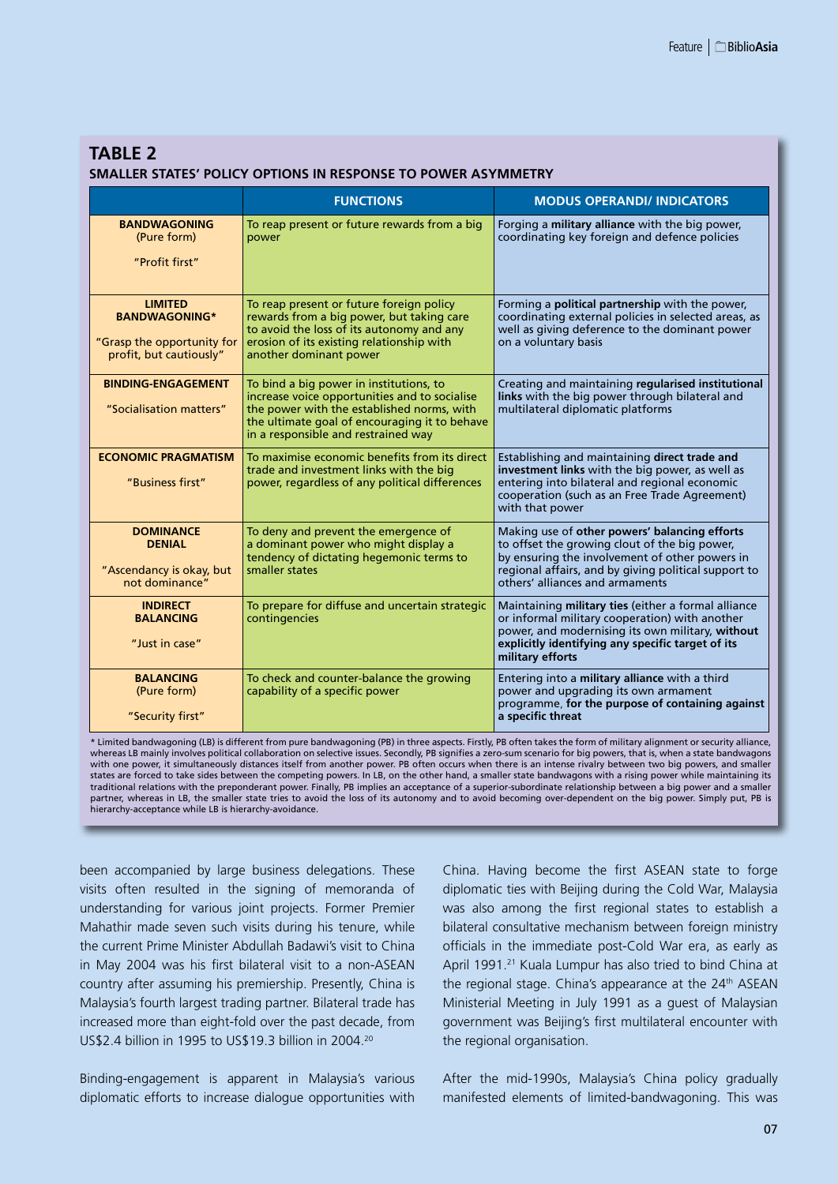## TABLE 2

**SMALLER STATES' POLICY OPTIONS IN RESPONSE TO POWER ASYMMETRY**

| | FUNCTIONS | MODUS OPERANDI/ INDICATORS |
|---|---|---|
| **BANDWAGONING** (Pure form) "Profit first" | To reap present or future rewards from a big power | Forging a **military alliance** with the big power, coordinating key foreign and defence policies |
| **LIMITED BANDWAGONING*** "Grasp the opportunity for profit, but cautiously" | To reap present or future foreign policy rewards from a big power, but taking care to avoid the loss of its autonomy and any erosion of its existing relationship with another dominant power | Forming a **political partnership** with the power, coordinating external policies in selected areas, as well as giving deference to the dominant power on a voluntary basis |
| **BINDING-ENGAGEMENT** "Socialisation matters" | To bind a big power in institutions, to increase voice opportunities and to socialise the power with the established norms, with the ultimate goal of encouraging it to behave in a responsible and restrained way | Creating and maintaining **regularised institutional links** with the big power through bilateral and multilateral diplomatic platforms |
| **ECONOMIC PRAGMATISM** "Business first" | To maximise economic benefits from its direct trade and investment links with the big power, regardless of any political differences | Establishing and maintaining **direct trade and investment links** with the big power, as well as entering into bilateral and regional economic cooperation (such as an Free Trade Agreement) with that power |
| **DOMINANCE DENIAL** "Ascendancy is okay, but not dominance" | To deny and prevent the emergence of a dominant power who might display a tendency of dictating hegemonic terms to smaller states | Making use of **other powers' balancing efforts** to offset the growing clout of the big power, by ensuring the involvement of other powers in regional affairs, and by giving political support to others' alliances and armaments |
| **INDIRECT BALANCING** "Just in case" | To prepare for diffuse and uncertain strategic contingencies | Maintaining **military ties** (either a formal alliance or informal military cooperation) with another power, and modernising its own military, **without explicitly identifying any specific target of its military efforts** |
| **BALANCING** (Pure form) "Security first" | To check and counter-balance the growing capability of a specific power | Entering into a **military alliance** with a third power and upgrading its own armament programme, **for the purpose of containing against a specific threat** |

* Limited bandwagoning (LB) is different from pure bandwagoning (PB) in three aspects. Firstly, PB often takes the form of military alignment or security alliance, whereas LB mainly involves political collaboration on selective issues. Secondly, PB signifies a zero-sum scenario for big powers, that is, when a state bandwagons with one power, it simultaneously distances itself from another power. PB often occurs when there is an intense rivalry between two big powers, and smaller states are forced to take sides between the competing powers. In LB, on the other hand, a smaller state bandwagons with a rising power while maintaining its traditional relations with the preponderant power. Finally, PB implies an acceptance of a superior-subordinate relationship between a big power and a smaller partner, whereas in LB, the smaller state tries to avoid the loss of its autonomy and to avoid becoming over-dependent on the big power. Simply put, PB is hierarchy-acceptance while LB is hierarchy-avoidance.

been accompanied by large business delegations. These visits often resulted in the signing of memoranda of understanding for various joint projects. Former Premier Mahathir made seven such visits during his tenure, while the current Prime Minister Abdullah Badawi's visit to China in May 2004 was his first bilateral visit to a non-ASEAN country after assuming his premiership. Presently, China is Malaysia's fourth largest trading partner. Bilateral trade has increased more than eight-fold over the past decade, from US$2.4 billion in 1995 to US$19.3 billion in 2004.[20]

Binding-engagement is apparent in Malaysia's various diplomatic efforts to increase dialogue opportunities with China. Having become the first ASEAN state to forge diplomatic ties with Beijing during the Cold War, Malaysia was also among the first regional states to establish a bilateral consultative mechanism between foreign ministry officials in the immediate post-Cold War era, as early as April 1991.[21] Kuala Lumpur has also tried to bind China at the regional stage. China's appearance at the 24th ASEAN Ministerial Meeting in July 1991 as a guest of Malaysian government was Beijing's first multilateral encounter with the regional organisation.

After the mid-1990s, Malaysia's China policy gradually manifested elements of limited-bandwagoning. This was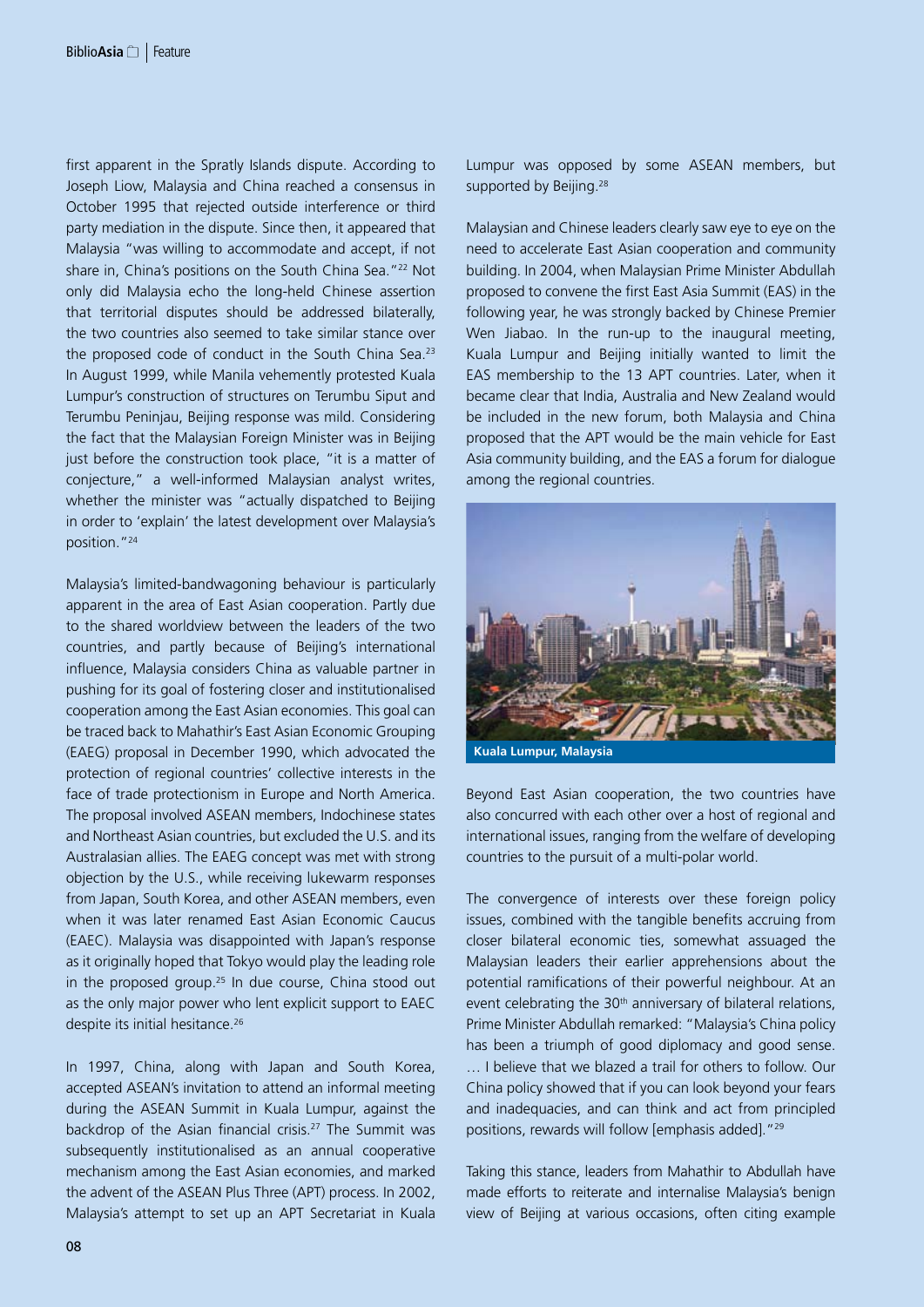first apparent in the Spratly Islands dispute. According to Joseph Liow, Malaysia and China reached a consensus in October 1995 that rejected outside interference or third party mediation in the dispute. Since then, it appeared that Malaysia "was willing to accommodate and accept, if not share in, China's positions on the South China Sea."[22] Not only did Malaysia echo the long-held Chinese assertion that territorial disputes should be addressed bilaterally, the two countries also seemed to take similar stance over the proposed code of conduct in the South China Sea.[23] In August 1999, while Manila vehemently protested Kuala Lumpur's construction of structures on Terumbu Siput and Terumbu Peninjau, Beijing response was mild. Considering the fact that the Malaysian Foreign Minister was in Beijing just before the construction took place, "it is a matter of conjecture," a well-informed Malaysian analyst writes, whether the minister was "actually dispatched to Beijing in order to 'explain' the latest development over Malaysia's position."[24]

Malaysia's limited-bandwagoning behaviour is particularly apparent in the area of East Asian cooperation. Partly due to the shared worldview between the leaders of the two countries, and partly because of Beijing's international influence, Malaysia considers China as valuable partner in pushing for its goal of fostering closer and institutionalised cooperation among the East Asian economies. This goal can be traced back to Mahathir's East Asian Economic Grouping (EAEG) proposal in December 1990, which advocated the protection of regional countries' collective interests in the face of trade protectionism in Europe and North America. The proposal involved ASEAN members, Indochinese states and Northeast Asian countries, but excluded the U.S. and its Australasian allies. The EAEG concept was met with strong objection by the U.S., while receiving lukewarm responses from Japan, South Korea, and other ASEAN members, even when it was later renamed East Asian Economic Caucus (EAEC). Malaysia was disappointed with Japan's response as it originally hoped that Tokyo would play the leading role in the proposed group.[25] In due course, China stood out as the only major power who lent explicit support to EAEC despite its initial hesitance.[26]

In 1997, China, along with Japan and South Korea, accepted ASEAN's invitation to attend an informal meeting during the ASEAN Summit in Kuala Lumpur, against the backdrop of the Asian financial crisis.[27] The Summit was subsequently institutionalised as an annual cooperative mechanism among the East Asian economies, and marked the advent of the ASEAN Plus Three (APT) process. In 2002, Malaysia's attempt to set up an APT Secretariat in Kuala Lumpur was opposed by some ASEAN members, but supported by Beijing.[28]

Malaysian and Chinese leaders clearly saw eye to eye on the need to accelerate East Asian cooperation and community building. In 2004, when Malaysian Prime Minister Abdullah proposed to convene the first East Asia Summit (EAS) in the following year, he was strongly backed by Chinese Premier Wen Jiabao. In the run-up to the inaugural meeting, Kuala Lumpur and Beijing initially wanted to limit the EAS membership to the 13 APT countries. Later, when it became clear that India, Australia and New Zealand would be included in the new forum, both Malaysia and China proposed that the APT would be the main vehicle for East Asia community building, and the EAS a forum for dialogue among the regional countries.

**Kuala Lumpur, Malaysia**

Beyond East Asian cooperation, the two countries have also concurred with each other over a host of regional and international issues, ranging from the welfare of developing countries to the pursuit of a multi-polar world.

The convergence of interests over these foreign policy issues, combined with the tangible benefits accruing from closer bilateral economic ties, somewhat assuaged the Malaysian leaders their earlier apprehensions about the potential ramifications of their powerful neighbour. At an event celebrating the 30th anniversary of bilateral relations, Prime Minister Abdullah remarked: "Malaysia's China policy has been a triumph of good diplomacy and good sense. … I believe that we blazed a trail for others to follow. Our China policy showed that if you can look beyond your fears and inadequacies, and can think and act from principled positions, rewards will follow [emphasis added]."[29]

Taking this stance, leaders from Mahathir to Abdullah have made efforts to reiterate and internalise Malaysia's benign view of Beijing at various occasions, often citing example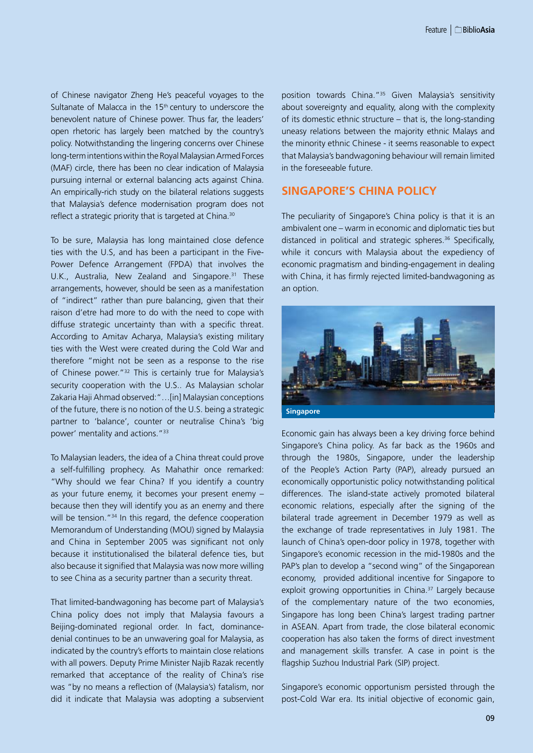of Chinese navigator Zheng He's peaceful voyages to the Sultanate of Malacca in the 15th century to underscore the benevolent nature of Chinese power. Thus far, the leaders' open rhetoric has largely been matched by the country's policy. Notwithstanding the lingering concerns over Chinese long-term intentions within the Royal Malaysian Armed Forces (MAF) circle, there has been no clear indication of Malaysia pursuing internal or external balancing acts against China. An empirically-rich study on the bilateral relations suggests that Malaysia's defence modernisation program does not reflect a strategic priority that is targeted at China.[30]

To be sure, Malaysia has long maintained close defence ties with the U.S, and has been a participant in the Five-Power Defence Arrangement (FPDA) that involves the U.K., Australia, New Zealand and Singapore.[31] These arrangements, however, should be seen as a manifestation of "indirect" rather than pure balancing, given that their raison d'etre had more to do with the need to cope with diffuse strategic uncertainty than with a specific threat. According to Amitav Acharya, Malaysia's existing military ties with the West were created during the Cold War and therefore "might not be seen as a response to the rise of Chinese power."[32] This is certainly true for Malaysia's security cooperation with the U.S.. As Malaysian scholar Zakaria Haji Ahmad observed: "…[in] Malaysian conceptions of the future, there is no notion of the U.S. being a strategic partner to 'balance', counter or neutralise China's 'big power' mentality and actions."[33]

To Malaysian leaders, the idea of a China threat could prove a self-fulfilling prophecy. As Mahathir once remarked: "Why should we fear China? If you identify a country as your future enemy, it becomes your present enemy – because then they will identify you as an enemy and there will be tension."[34] In this regard, the defence cooperation Memorandum of Understanding (MOU) signed by Malaysia and China in September 2005 was significant not only because it institutionalised the bilateral defence ties, but also because it signified that Malaysia was now more willing to see China as a security partner than a security threat.

That limited-bandwagoning has become part of Malaysia's China policy does not imply that Malaysia favours a Beijing-dominated regional order. In fact, dominance-denial continues to be an unwavering goal for Malaysia, as indicated by the country's efforts to maintain close relations with all powers. Deputy Prime Minister Najib Razak recently remarked that acceptance of the reality of China's rise was "by no means a reflection of (Malaysia's) fatalism, nor did it indicate that Malaysia was adopting a subservient position towards China."[35] Given Malaysia's sensitivity about sovereignty and equality, along with the complexity of its domestic ethnic structure – that is, the long-standing uneasy relations between the majority ethnic Malays and the minority ethnic Chinese - it seems reasonable to expect that Malaysia's bandwagoning behaviour will remain limited in the foreseeable future.

## SINGAPORE'S CHINA POLICY

The peculiarity of Singapore's China policy is that it is an ambivalent one – warm in economic and diplomatic ties but distanced in political and strategic spheres.[36] Specifically, while it concurs with Malaysia about the expediency of economic pragmatism and binding-engagement in dealing with China, it has firmly rejected limited-bandwagoning as an option.

Singapore

Economic gain has always been a key driving force behind Singapore's China policy. As far back as the 1960s and through the 1980s, Singapore, under the leadership of the People's Action Party (PAP), already pursued an economically opportunistic policy notwithstanding political differences. The island-state actively promoted bilateral economic relations, especially after the signing of the bilateral trade agreement in December 1979 as well as the exchange of trade representatives in July 1981. The launch of China's open-door policy in 1978, together with Singapore's economic recession in the mid-1980s and the PAP's plan to develop a "second wing" of the Singaporean economy, provided additional incentive for Singapore to exploit growing opportunities in China.[37] Largely because of the complementary nature of the two economies, Singapore has long been China's largest trading partner in ASEAN. Apart from trade, the close bilateral economic cooperation has also taken the forms of direct investment and management skills transfer. A case in point is the flagship Suzhou Industrial Park (SIP) project.

Singapore's economic opportunism persisted through the post-Cold War era. Its initial objective of economic gain,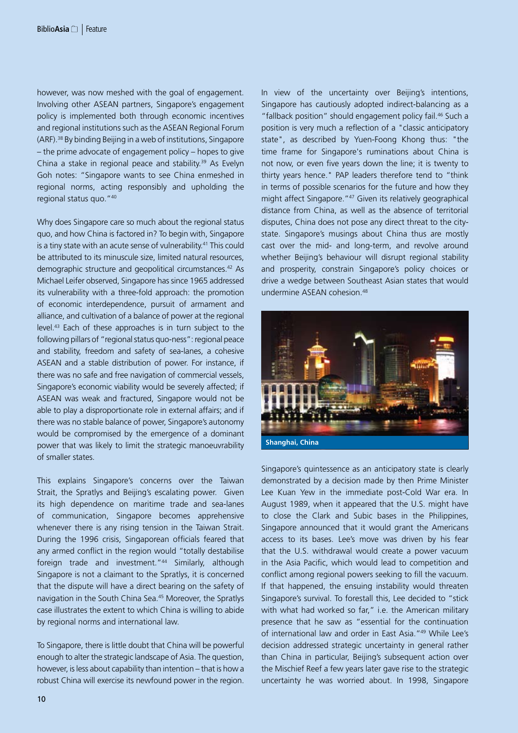however, was now meshed with the goal of engagement. Involving other ASEAN partners, Singapore's engagement policy is implemented both through economic incentives and regional institutions such as the ASEAN Regional Forum (ARF).[38] By binding Beijing in a web of institutions, Singapore – the prime advocate of engagement policy – hopes to give China a stake in regional peace and stability.[39] As Evelyn Goh notes: "Singapore wants to see China enmeshed in regional norms, acting responsibly and upholding the regional status quo."[40]

Why does Singapore care so much about the regional status quo, and how China is factored in? To begin with, Singapore is a tiny state with an acute sense of vulnerability.[41] This could be attributed to its minuscule size, limited natural resources, demographic structure and geopolitical circumstances.[42] As Michael Leifer observed, Singapore has since 1965 addressed its vulnerability with a three-fold approach: the promotion of economic interdependence, pursuit of armament and alliance, and cultivation of a balance of power at the regional level.[43] Each of these approaches is in turn subject to the following pillars of "regional status quo-ness": regional peace and stability, freedom and safety of sea-lanes, a cohesive ASEAN and a stable distribution of power. For instance, if there was no safe and free navigation of commercial vessels, Singapore's economic viability would be severely affected; if ASEAN was weak and fractured, Singapore would not be able to play a disproportionate role in external affairs; and if there was no stable balance of power, Singapore's autonomy would be compromised by the emergence of a dominant power that was likely to limit the strategic manoeuvrability of smaller states.

This explains Singapore's concerns over the Taiwan Strait, the Spratlys and Beijing's escalating power. Given its high dependence on maritime trade and sea-lanes of communication, Singapore becomes apprehensive whenever there is any rising tension in the Taiwan Strait. During the 1996 crisis, Singaporean officials feared that any armed conflict in the region would "totally destabilise foreign trade and investment."[44] Similarly, although Singapore is not a claimant to the Spratlys, it is concerned that the dispute will have a direct bearing on the safety of navigation in the South China Sea.[45] Moreover, the Spratlys case illustrates the extent to which China is willing to abide by regional norms and international law.

To Singapore, there is little doubt that China will be powerful enough to alter the strategic landscape of Asia. The question, however, is less about capability than intention – that is how a robust China will exercise its newfound power in the region.

In view of the uncertainty over Beijing's intentions, Singapore has cautiously adopted indirect-balancing as a "fallback position" should engagement policy fail.[46] Such a position is very much a reflection of a "classic anticipatory state", as described by Yuen-Foong Khong thus: "the time frame for Singapore's ruminations about China is not now, or even five years down the line; it is twenty to thirty years hence." PAP leaders therefore tend to "think in terms of possible scenarios for the future and how they might affect Singapore."[47] Given its relatively geographical distance from China, as well as the absence of territorial disputes, China does not pose any direct threat to the city-state. Singapore's musings about China thus are mostly cast over the mid- and long-term, and revolve around whether Beijing's behaviour will disrupt regional stability and prosperity, constrain Singapore's policy choices or drive a wedge between Southeast Asian states that would undermine ASEAN cohesion.[48]

**Shanghai, China**

Singapore's quintessence as an anticipatory state is clearly demonstrated by a decision made by then Prime Minister Lee Kuan Yew in the immediate post-Cold War era. In August 1989, when it appeared that the U.S. might have to close the Clark and Subic bases in the Philippines, Singapore announced that it would grant the Americans access to its bases. Lee's move was driven by his fear that the U.S. withdrawal would create a power vacuum in the Asia Pacific, which would lead to competition and conflict among regional powers seeking to fill the vacuum. If that happened, the ensuing instability would threaten Singapore's survival. To forestall this, Lee decided to "stick with what had worked so far," i.e. the American military presence that he saw as "essential for the continuation of international law and order in East Asia."[49] While Lee's decision addressed strategic uncertainty in general rather than China in particular, Beijing's subsequent action over the Mischief Reef a few years later gave rise to the strategic uncertainty he was worried about. In 1998, Singapore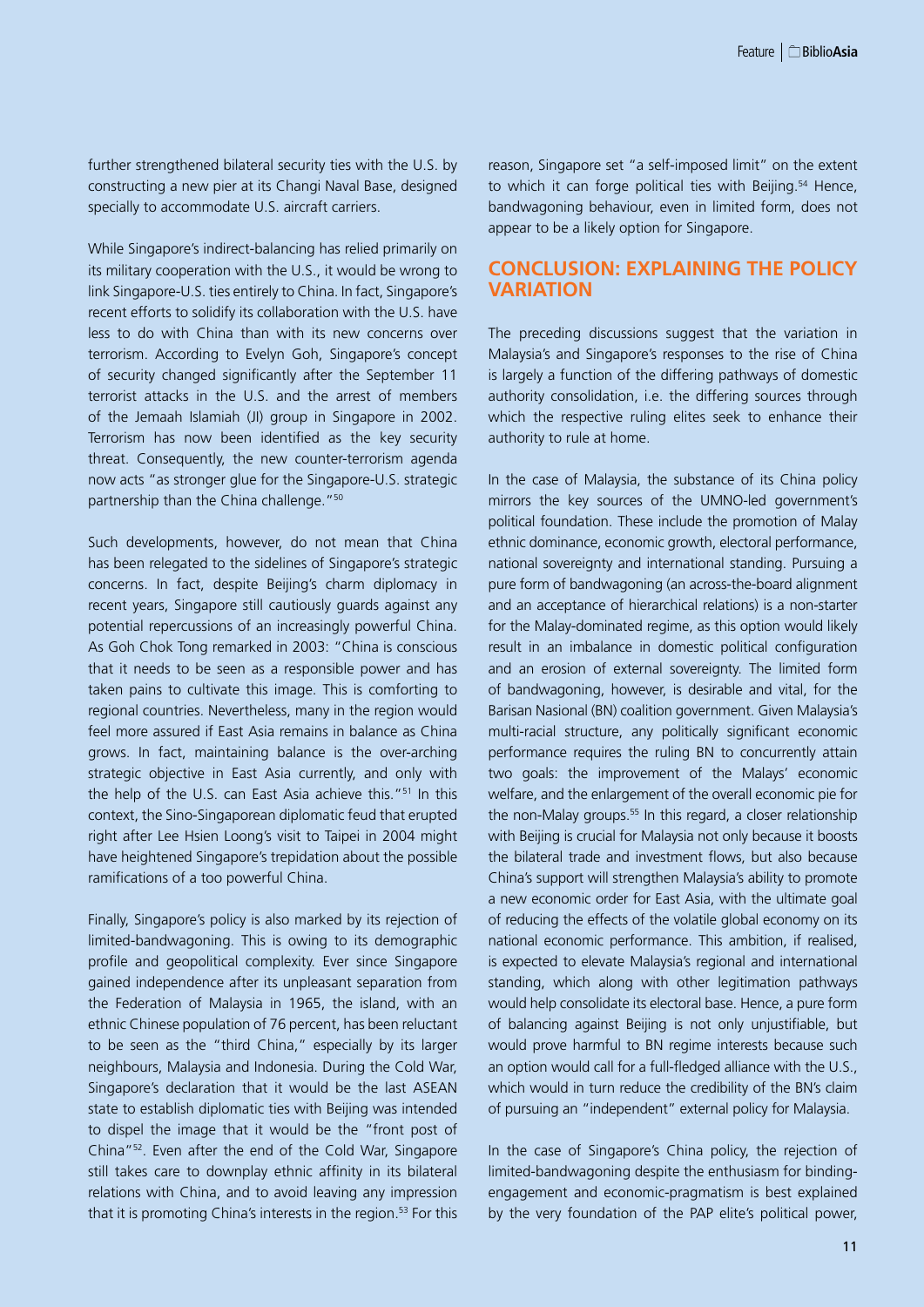further strengthened bilateral security ties with the U.S. by constructing a new pier at its Changi Naval Base, designed specially to accommodate U.S. aircraft carriers.

While Singapore's indirect-balancing has relied primarily on its military cooperation with the U.S., it would be wrong to link Singapore-U.S. ties entirely to China. In fact, Singapore's recent efforts to solidify its collaboration with the U.S. have less to do with China than with its new concerns over terrorism. According to Evelyn Goh, Singapore's concept of security changed significantly after the September 11 terrorist attacks in the U.S. and the arrest of members of the Jemaah Islamiah (JI) group in Singapore in 2002. Terrorism has now been identified as the key security threat. Consequently, the new counter-terrorism agenda now acts "as stronger glue for the Singapore-U.S. strategic partnership than the China challenge."[50]

Such developments, however, do not mean that China has been relegated to the sidelines of Singapore's strategic concerns. In fact, despite Beijing's charm diplomacy in recent years, Singapore still cautiously guards against any potential repercussions of an increasingly powerful China. As Goh Chok Tong remarked in 2003: "China is conscious that it needs to be seen as a responsible power and has taken pains to cultivate this image. This is comforting to regional countries. Nevertheless, many in the region would feel more assured if East Asia remains in balance as China grows. In fact, maintaining balance is the over-arching strategic objective in East Asia currently, and only with the help of the U.S. can East Asia achieve this."[51] In this context, the Sino-Singaporean diplomatic feud that erupted right after Lee Hsien Loong's visit to Taipei in 2004 might have heightened Singapore's trepidation about the possible ramifications of a too powerful China.

Finally, Singapore's policy is also marked by its rejection of limited-bandwagoning. This is owing to its demographic profile and geopolitical complexity. Ever since Singapore gained independence after its unpleasant separation from the Federation of Malaysia in 1965, the island, with an ethnic Chinese population of 76 percent, has been reluctant to be seen as the "third China," especially by its larger neighbours, Malaysia and Indonesia. During the Cold War, Singapore's declaration that it would be the last ASEAN state to establish diplomatic ties with Beijing was intended to dispel the image that it would be the "front post of China"[52]. Even after the end of the Cold War, Singapore still takes care to downplay ethnic affinity in its bilateral relations with China, and to avoid leaving any impression that it is promoting China's interests in the region.[53] For this reason, Singapore set "a self-imposed limit" on the extent to which it can forge political ties with Beijing.[54] Hence, bandwagoning behaviour, even in limited form, does not appear to be a likely option for Singapore.

## CONCLUSION: EXPLAINING THE POLICY VARIATION

The preceding discussions suggest that the variation in Malaysia's and Singapore's responses to the rise of China is largely a function of the differing pathways of domestic authority consolidation, i.e. the differing sources through which the respective ruling elites seek to enhance their authority to rule at home.

In the case of Malaysia, the substance of its China policy mirrors the key sources of the UMNO-led government's political foundation. These include the promotion of Malay ethnic dominance, economic growth, electoral performance, national sovereignty and international standing. Pursuing a pure form of bandwagoning (an across-the-board alignment and an acceptance of hierarchical relations) is a non-starter for the Malay-dominated regime, as this option would likely result in an imbalance in domestic political configuration and an erosion of external sovereignty. The limited form of bandwagoning, however, is desirable and vital, for the Barisan Nasional (BN) coalition government. Given Malaysia's multi-racial structure, any politically significant economic performance requires the ruling BN to concurrently attain two goals: the improvement of the Malays' economic welfare, and the enlargement of the overall economic pie for the non-Malay groups.[55] In this regard, a closer relationship with Beijing is crucial for Malaysia not only because it boosts the bilateral trade and investment flows, but also because China's support will strengthen Malaysia's ability to promote a new economic order for East Asia, with the ultimate goal of reducing the effects of the volatile global economy on its national economic performance. This ambition, if realised, is expected to elevate Malaysia's regional and international standing, which along with other legitimation pathways would help consolidate its electoral base. Hence, a pure form of balancing against Beijing is not only unjustifiable, but would prove harmful to BN regime interests because such an option would call for a full-fledged alliance with the U.S., which would in turn reduce the credibility of the BN's claim of pursuing an "independent" external policy for Malaysia.

In the case of Singapore's China policy, the rejection of limited-bandwagoning despite the enthusiasm for binding-engagement and economic-pragmatism is best explained by the very foundation of the PAP elite's political power,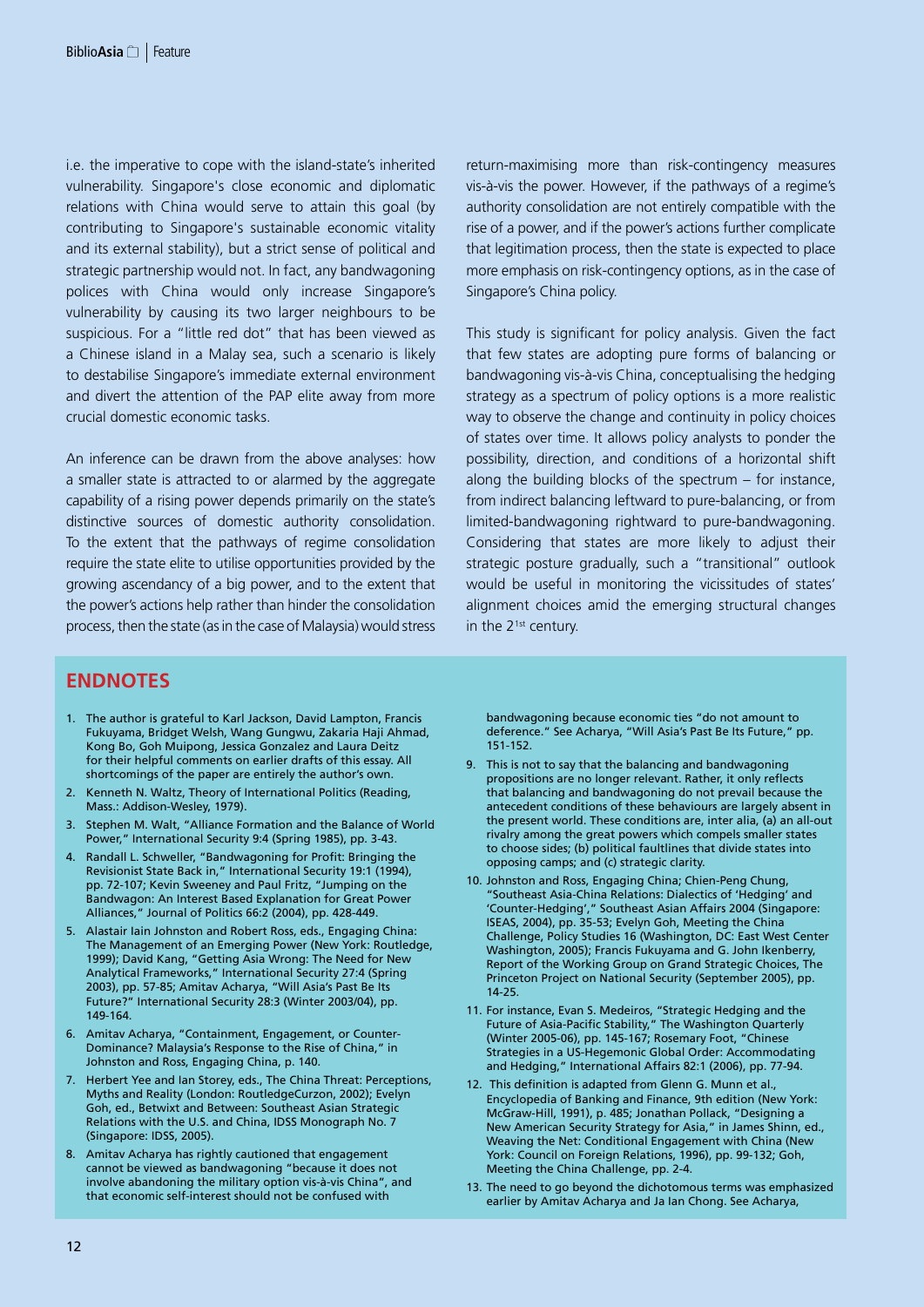i.e. the imperative to cope with the island-state's inherited vulnerability. Singapore's close economic and diplomatic relations with China would serve to attain this goal (by contributing to Singapore's sustainable economic vitality and its external stability), but a strict sense of political and strategic partnership would not. In fact, any bandwagoning polices with China would only increase Singapore's vulnerability by causing its two larger neighbours to be suspicious. For a "little red dot" that has been viewed as a Chinese island in a Malay sea, such a scenario is likely to destabilise Singapore's immediate external environment and divert the attention of the PAP elite away from more crucial domestic economic tasks.

An inference can be drawn from the above analyses: how a smaller state is attracted to or alarmed by the aggregate capability of a rising power depends primarily on the state's distinctive sources of domestic authority consolidation. To the extent that the pathways of regime consolidation require the state elite to utilise opportunities provided by the growing ascendancy of a big power, and to the extent that the power's actions help rather than hinder the consolidation process, then the state (as in the case of Malaysia) would stress return-maximising more than risk-contingency measures vis-à-vis the power. However, if the pathways of a regime's authority consolidation are not entirely compatible with the rise of a power, and if the power's actions further complicate that legitimation process, then the state is expected to place more emphasis on risk-contingency options, as in the case of Singapore's China policy.

This study is significant for policy analysis. Given the fact that few states are adopting pure forms of balancing or bandwagoning vis-à-vis China, conceptualising the hedging strategy as a spectrum of policy options is a more realistic way to observe the change and continuity in policy choices of states over time. It allows policy analysts to ponder the possibility, direction, and conditions of a horizontal shift along the building blocks of the spectrum – for instance, from indirect balancing leftward to pure-balancing, or from limited-bandwagoning rightward to pure-bandwagoning. Considering that states are more likely to adjust their strategic posture gradually, such a "transitional" outlook would be useful in monitoring the vicissitudes of states' alignment choices amid the emerging structural changes in the 21st century.

## ENDNOTES

1. The author is grateful to Karl Jackson, David Lampton, Francis Fukuyama, Bridget Welsh, Wang Gungwu, Zakaria Haji Ahmad, Kong Bo, Goh Muipong, Jessica Gonzalez and Laura Deitz for their helpful comments on earlier drafts of this essay. All shortcomings of the paper are entirely the author's own.
2. Kenneth N. Waltz, Theory of International Politics (Reading, Mass.: Addison-Wesley, 1979).
3. Stephen M. Walt, "Alliance Formation and the Balance of World Power," International Security 9:4 (Spring 1985), pp. 3-43.
4. Randall L. Schweller, "Bandwagoning for Profit: Bringing the Revisionist State Back in," International Security 19:1 (1994), pp. 72-107; Kevin Sweeney and Paul Fritz, "Jumping on the Bandwagon: An Interest Based Explanation for Great Power Alliances," Journal of Politics 66:2 (2004), pp. 428-449.
5. Alastair Iain Johnston and Robert Ross, eds., Engaging China: The Management of an Emerging Power (New York: Routledge, 1999); David Kang, "Getting Asia Wrong: The Need for New Analytical Frameworks," International Security 27:4 (Spring 2003), pp. 57-85; Amitav Acharya, "Will Asia's Past Be Its Future?" International Security 28:3 (Winter 2003/04), pp. 149-164.
6. Amitav Acharya, "Containment, Engagement, or Counter-Dominance? Malaysia's Response to the Rise of China," in Johnston and Ross, Engaging China, p. 140.
7. Herbert Yee and Ian Storey, eds., The China Threat: Perceptions, Myths and Reality (London: RoutledgeCurzon, 2002); Evelyn Goh, ed., Betwixt and Between: Southeast Asian Strategic Relations with the U.S. and China, IDSS Monograph No. 7 (Singapore: IDSS, 2005).
8. Amitav Acharya has rightly cautioned that engagement cannot be viewed as bandwagoning "because it does not involve abandoning the military option vis-à-vis China", and that economic self-interest should not be confused with bandwagoning because economic ties "do not amount to deference." See Acharya, "Will Asia's Past Be Its Future," pp. 151-152.
9. This is not to say that the balancing and bandwagoning propositions are no longer relevant. Rather, it only reflects that balancing and bandwagoning do not prevail because the antecedent conditions of these behaviours are largely absent in the present world. These conditions are, inter alia, (a) an all-out rivalry among the great powers which compels smaller states to choose sides; (b) political faultlines that divide states into opposing camps; and (c) strategic clarity.
10. Johnston and Ross, Engaging China; Chien-Peng Chung, "Southeast Asia-China Relations: Dialectics of 'Hedging' and 'Counter-Hedging'," Southeast Asian Affairs 2004 (Singapore: ISEAS, 2004), pp. 35-53; Evelyn Goh, Meeting the China Challenge, Policy Studies 16 (Washington, DC: East West Center Washington, 2005); Francis Fukuyama and G. John Ikenberry, Report of the Working Group on Grand Strategic Choices, The Princeton Project on National Security (September 2005), pp. 14-25.
11. For instance, Evan S. Medeiros, "Strategic Hedging and the Future of Asia-Pacific Stability," The Washington Quarterly (Winter 2005-06), pp. 145-167; Rosemary Foot, "Chinese Strategies in a US-Hegemonic Global Order: Accommodating and Hedging," International Affairs 82:1 (2006), pp. 77-94.
12. This definition is adapted from Glenn G. Munn et al., Encyclopedia of Banking and Finance, 9th edition (New York: McGraw-Hill, 1991), p. 485; Jonathan Pollack, "Designing a New American Security Strategy for Asia," in James Shinn, ed., Weaving the Net: Conditional Engagement with China (New York: Council on Foreign Relations, 1996), pp. 99-132; Goh, Meeting the China Challenge, pp. 2-4.
13. The need to go beyond the dichotomous terms was emphasized earlier by Amitav Acharya and Ja Ian Chong. See Acharya,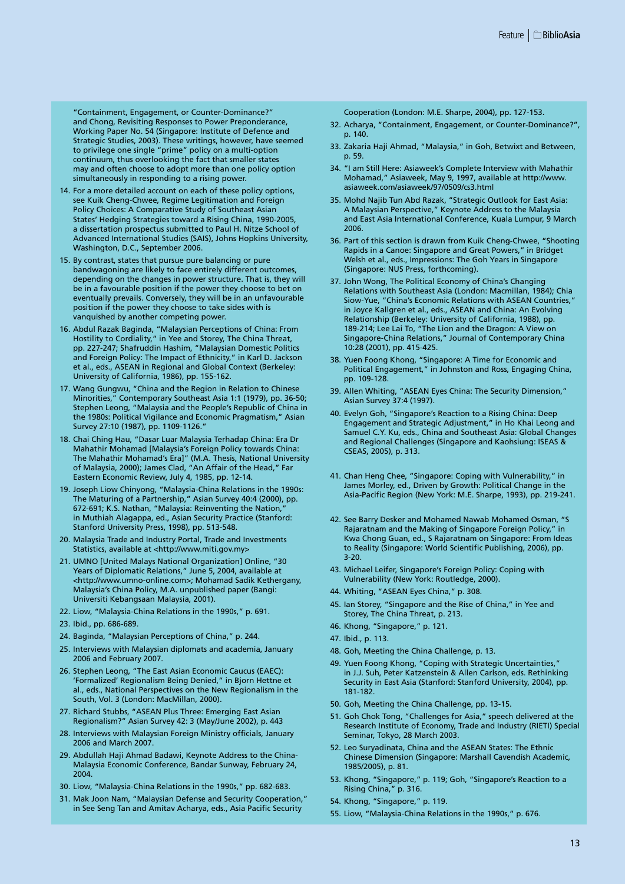"Containment, Engagement, or Counter-Dominance?" and Chong, Revisiting Responses to Power Preponderance, Working Paper No. 54 (Singapore: Institute of Defence and Strategic Studies, 2003). These writings, however, have seemed to privilege one single "prime" policy on a multi-option continuum, thus overlooking the fact that smaller states may and often choose to adopt more than one policy option simultaneously in responding to a rising power.

14. For a more detailed account on each of these policy options, see Kuik Cheng-Chwee, Regime Legitimation and Foreign Policy Choices: A Comparative Study of Southeast Asian States' Hedging Strategies toward a Rising China, 1990-2005, a dissertation prospectus submitted to Paul H. Nitze School of Advanced International Studies (SAIS), Johns Hopkins University, Washington, D.C., September 2006.
15. By contrast, states that pursue pure balancing or pure bandwagoning are likely to face entirely different outcomes, depending on the changes in power structure. That is, they will be in a favourable position if the power they choose to bet on eventually prevails. Conversely, they will be in an unfavourable position if the power they choose to take sides with is vanquished by another competing power.
16. Abdul Razak Baginda, "Malaysian Perceptions of China: From Hostility to Cordiality," in Yee and Storey, The China Threat, pp. 227-247; Shafruddin Hashim, "Malaysian Domestic Politics and Foreign Policy: The Impact of Ethnicity," in Karl D. Jackson et al., eds., ASEAN in Regional and Global Context (Berkeley: University of California, 1986), pp. 155-162.
17. Wang Gungwu, "China and the Region in Relation to Chinese Minorities," Contemporary Southeast Asia 1:1 (1979), pp. 36-50; Stephen Leong, "Malaysia and the People's Republic of China in the 1980s: Political Vigilance and Economic Pragmatism," Asian Survey 27:10 (1987), pp. 1109-1126."
18. Chai Ching Hau, "Dasar Luar Malaysia Terhadap China: Era Dr Mahathir Mohamad [Malaysia's Foreign Policy towards China: The Mahathir Mohamad's Era]" (M.A. Thesis, National University of Malaysia, 2000); James Clad, "An Affair of the Head," Far Eastern Economic Review, July 4, 1985, pp. 12-14.
19. Joseph Liow Chinyong, "Malaysia-China Relations in the 1990s: The Maturing of a Partnership," Asian Survey 40:4 (2000), pp. 672-691; K.S. Nathan, "Malaysia: Reinventing the Nation," in Muthiah Alagappa, ed., Asian Security Practice (Stanford: Stanford University Press, 1998), pp. 513-548.
20. Malaysia Trade and Industry Portal, Trade and Investments Statistics, available at <http://www.miti.gov.my>
21. UMNO [United Malays National Organization] Online, "30 Years of Diplomatic Relations," June 5, 2004, available at <http://www.umno-online.com>; Mohamad Sadik Kethergany, Malaysia's China Policy, M.A. unpublished paper (Bangi: Universiti Kebangsaan Malaysia, 2001).
22. Liow, "Malaysia-China Relations in the 1990s," p. 691.
23. Ibid., pp. 686-689.
24. Baginda, "Malaysian Perceptions of China," p. 244.
25. Interviews with Malaysian diplomats and academia, January 2006 and February 2007.
26. Stephen Leong, "The East Asian Economic Caucus (EAEC): 'Formalized' Regionalism Being Denied," in Bjorn Hettne et al., eds., National Perspectives on the New Regionalism in the South, Vol. 3 (London: MacMillan, 2000).
27. Richard Stubbs, "ASEAN Plus Three: Emerging East Asian Regionalism?" Asian Survey 42: 3 (May/June 2002), p. 443
28. Interviews with Malaysian Foreign Ministry officials, January 2006 and March 2007.
29. Abdullah Haji Ahmad Badawi, Keynote Address to the China-Malaysia Economic Conference, Bandar Sunway, February 24, 2004.
30. Liow, "Malaysia-China Relations in the 1990s," pp. 682-683.
31. Mak Joon Nam, "Malaysian Defense and Security Cooperation," in See Seng Tan and Amitav Acharya, eds., Asia Pacific Security Cooperation (London: M.E. Sharpe, 2004), pp. 127-153.
32. Acharya, "Containment, Engagement, or Counter-Dominance?", p. 140.
33. Zakaria Haji Ahmad, "Malaysia," in Goh, Betwixt and Between, p. 59.
34. "I am Still Here: Asiaweek's Complete Interview with Mahathir Mohamad," Asiaweek, May 9, 1997, available at http://www.asiaweek.com/asiaweek/97/0509/cs3.html
35. Mohd Najib Tun Abd Razak, "Strategic Outlook for East Asia: A Malaysian Perspective," Keynote Address to the Malaysia and East Asia International Conference, Kuala Lumpur, 9 March 2006.
36. Part of this section is drawn from Kuik Cheng-Chwee, "Shooting Rapids in a Canoe: Singapore and Great Powers," in Bridget Welsh et al., eds., Impressions: The Goh Years in Singapore (Singapore: NUS Press, forthcoming).
37. John Wong, The Political Economy of China's Changing Relations with Southeast Asia (London: Macmillan, 1984); Chia Siow-Yue, "China's Economic Relations with ASEAN Countries," in Joyce Kallgren et al., eds., ASEAN and China: An Evolving Relationship (Berkeley: University of California, 1988), pp. 189-214; Lee Lai To, "The Lion and the Dragon: A View on Singapore-China Relations," Journal of Contemporary China 10:28 (2001), pp. 415-425.
38. Yuen Foong Khong, "Singapore: A Time for Economic and Political Engagement," in Johnston and Ross, Engaging China, pp. 109-128.
39. Allen Whiting, "ASEAN Eyes China: The Security Dimension," Asian Survey 37:4 (1997).
40. Evelyn Goh, "Singapore's Reaction to a Rising China: Deep Engagement and Strategic Adjustment," in Ho Khai Leong and Samuel C.Y. Ku, eds., China and Southeast Asia: Global Changes and Regional Challenges (Singapore and Kaohsiung: ISEAS & CSEAS, 2005), p. 313.
41. Chan Heng Chee, "Singapore: Coping with Vulnerability," in James Morley, ed., Driven by Growth: Political Change in the Asia-Pacific Region (New York: M.E. Sharpe, 1993), pp. 219-241.
42. See Barry Desker and Mohamed Nawab Mohamed Osman, "S Rajaratnam and the Making of Singapore Foreign Policy," in Kwa Chong Guan, ed., S Rajaratnam on Singapore: From Ideas to Reality (Singapore: World Scientific Publishing, 2006), pp. 3-20.
43. Michael Leifer, Singapore's Foreign Policy: Coping with Vulnerability (New York: Routledge, 2000).
44. Whiting, "ASEAN Eyes China," p. 308.
45. Ian Storey, "Singapore and the Rise of China," in Yee and Storey, The China Threat, p. 213.
46. Khong, "Singapore," p. 121.
47. Ibid., p. 113.
48. Goh, Meeting the China Challenge, p. 13.
49. Yuen Foong Khong, "Coping with Strategic Uncertainties," in J.J. Suh, Peter Katzenstein & Allen Carlson, eds. Rethinking Security in East Asia (Stanford: Stanford University, 2004), pp. 181-182.
50. Goh, Meeting the China Challenge, pp. 13-15.
51. Goh Chok Tong, "Challenges for Asia," speech delivered at the Research Institute of Economy, Trade and Industry (RIETI) Special Seminar, Tokyo, 28 March 2003.
52. Leo Suryadinata, China and the ASEAN States: The Ethnic Chinese Dimension (Singapore: Marshall Cavendish Academic, 1985/2005), p. 81.
53. Khong, "Singapore," p. 119; Goh, "Singapore's Reaction to a Rising China," p. 316.
54. Khong, "Singapore," p. 119.
55. Liow, "Malaysia-China Relations in the 1990s," p. 676.